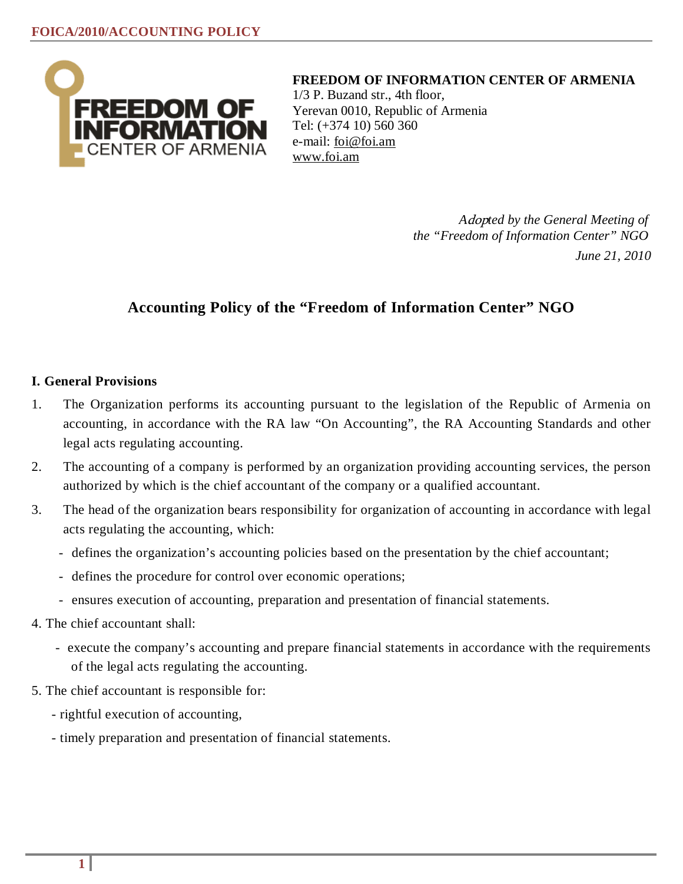**FREEDOM OF INFORMATION CENTER OF ARMENIA**
1/3 P. Buzand str., 4th floor,
Yerevan 0010, Republic of Armenia
Tel: (+374 10) 560 360
e-mail: foi@foi.am
www.foi.am

*Adopted by the General Meeting of the "Freedom of Information Center" NGO*
*June 21, 2010*

# Accounting Policy of the "Freedom of Information Center" NGO

## I. General Provisions

1. The Organization performs its accounting pursuant to the legislation of the Republic of Armenia on accounting, in accordance with the RA law "On Accounting", the RA Accounting Standards and other legal acts regulating accounting.
2. The accounting of a company is performed by an organization providing accounting services, the person authorized by which is the chief accountant of the company or a qualified accountant.
3. The head of the organization bears responsibility for organization of accounting in accordance with legal acts regulating the accounting, which:
   - defines the organization's accounting policies based on the presentation by the chief accountant;
   - defines the procedure for control over economic operations;
   - ensures execution of accounting, preparation and presentation of financial statements.
4. The chief accountant shall:
   - execute the company's accounting and prepare financial statements in accordance with the requirements of the legal acts regulating the accounting.
5. The chief accountant is responsible for:
   - rightful execution of accounting,
   - timely preparation and presentation of financial statements.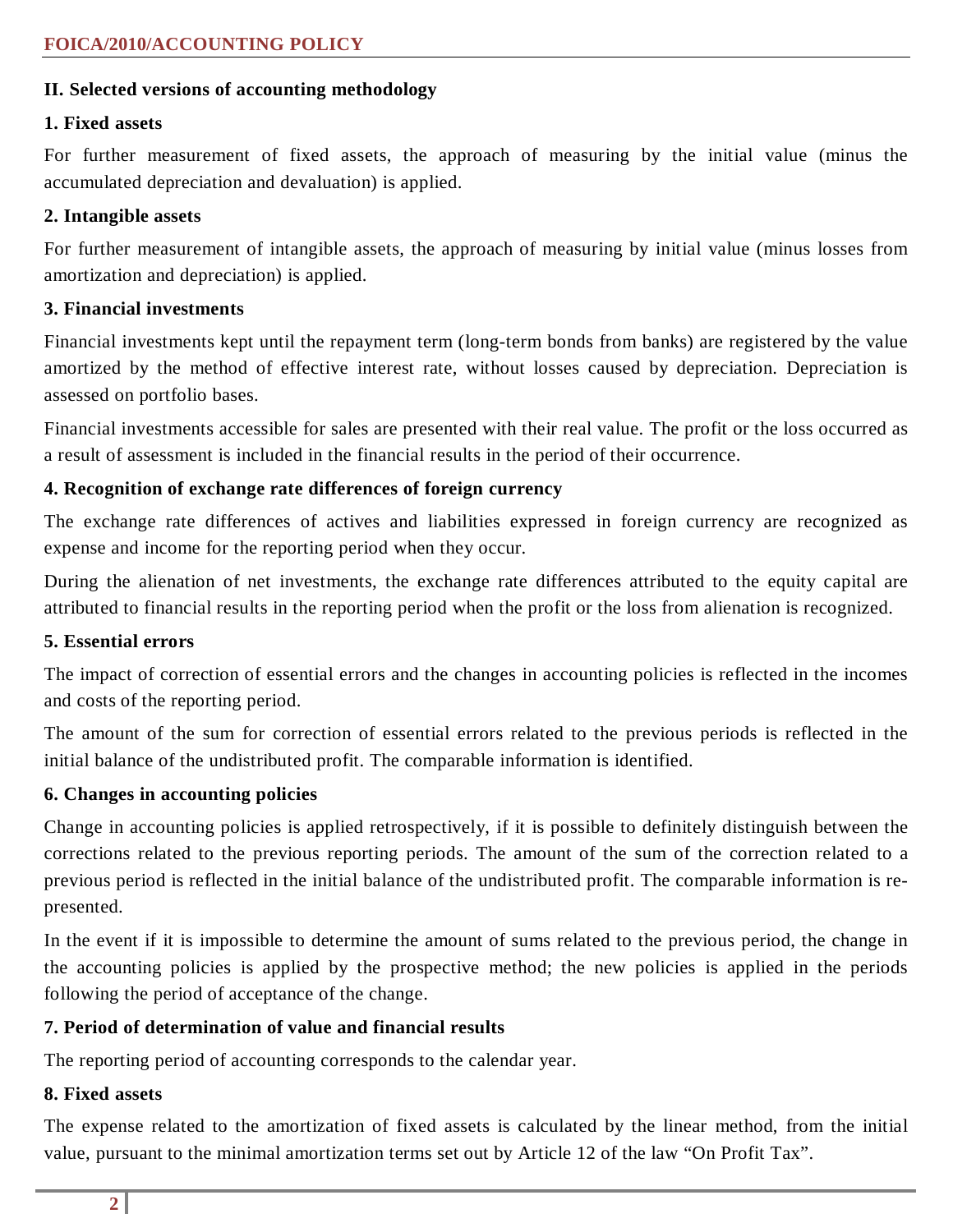## II. Selected versions of accounting methodology

### 1. Fixed assets

For further measurement of fixed assets, the approach of measuring by the initial value (minus the accumulated depreciation and devaluation) is applied.

### 2. Intangible assets

For further measurement of intangible assets, the approach of measuring by initial value (minus losses from amortization and depreciation) is applied.

### 3. Financial investments

Financial investments kept until the repayment term (long-term bonds from banks) are registered by the value amortized by the method of effective interest rate, without losses caused by depreciation. Depreciation is assessed on portfolio bases.

Financial investments accessible for sales are presented with their real value. The profit or the loss occurred as a result of assessment is included in the financial results in the period of their occurrence.

### 4. Recognition of exchange rate differences of foreign currency

The exchange rate differences of actives and liabilities expressed in foreign currency are recognized as expense and income for the reporting period when they occur.

During the alienation of net investments, the exchange rate differences attributed to the equity capital are attributed to financial results in the reporting period when the profit or the loss from alienation is recognized.

### 5. Essential errors

The impact of correction of essential errors and the changes in accounting policies is reflected in the incomes and costs of the reporting period.

The amount of the sum for correction of essential errors related to the previous periods is reflected in the initial balance of the undistributed profit. The comparable information is identified.

### 6. Changes in accounting policies

Change in accounting policies is applied retrospectively, if it is possible to definitely distinguish between the corrections related to the previous reporting periods. The amount of the sum of the correction related to a previous period is reflected in the initial balance of the undistributed profit. The comparable information is re-presented.

In the event if it is impossible to determine the amount of sums related to the previous period, the change in the accounting policies is applied by the prospective method; the new policies is applied in the periods following the period of acceptance of the change.

### 7. Period of determination of value and financial results

The reporting period of accounting corresponds to the calendar year.

### 8. Fixed assets

The expense related to the amortization of fixed assets is calculated by the linear method, from the initial value, pursuant to the minimal amortization terms set out by Article 12 of the law "On Profit Tax".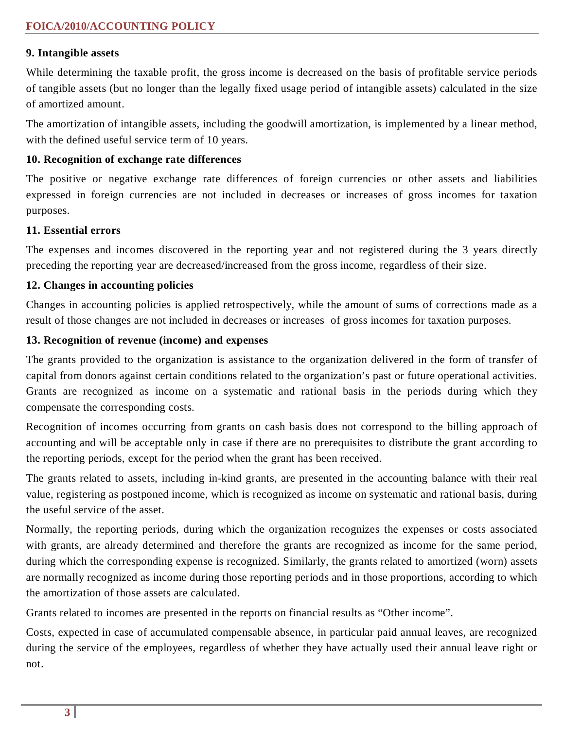## 9. Intangible assets

While determining the taxable profit, the gross income is decreased on the basis of profitable service periods of tangible assets (but no longer than the legally fixed usage period of intangible assets) calculated in the size of amortized amount.

The amortization of intangible assets, including the goodwill amortization, is implemented by a linear method, with the defined useful service term of 10 years.

## 10. Recognition of exchange rate differences

The positive or negative exchange rate differences of foreign currencies or other assets and liabilities expressed in foreign currencies are not included in decreases or increases of gross incomes for taxation purposes.

## 11. Essential errors

The expenses and incomes discovered in the reporting year and not registered during the 3 years directly preceding the reporting year are decreased/increased from the gross income, regardless of their size.

## 12. Changes in accounting policies

Changes in accounting policies is applied retrospectively, while the amount of sums of corrections made as a result of those changes are not included in decreases or increases of gross incomes for taxation purposes.

## 13. Recognition of revenue (income) and expenses

The grants provided to the organization is assistance to the organization delivered in the form of transfer of capital from donors against certain conditions related to the organization's past or future operational activities. Grants are recognized as income on a systematic and rational basis in the periods during which they compensate the corresponding costs.

Recognition of incomes occurring from grants on cash basis does not correspond to the billing approach of accounting and will be acceptable only in case if there are no prerequisites to distribute the grant according to the reporting periods, except for the period when the grant has been received.

The grants related to assets, including in-kind grants, are presented in the accounting balance with their real value, registering as postponed income, which is recognized as income on systematic and rational basis, during the useful service of the asset.

Normally, the reporting periods, during which the organization recognizes the expenses or costs associated with grants, are already determined and therefore the grants are recognized as income for the same period, during which the corresponding expense is recognized. Similarly, the grants related to amortized (worn) assets are normally recognized as income during those reporting periods and in those proportions, according to which the amortization of those assets are calculated.

Grants related to incomes are presented in the reports on financial results as "Other income".

Costs, expected in case of accumulated compensable absence, in particular paid annual leaves, are recognized during the service of the employees, regardless of whether they have actually used their annual leave right or not.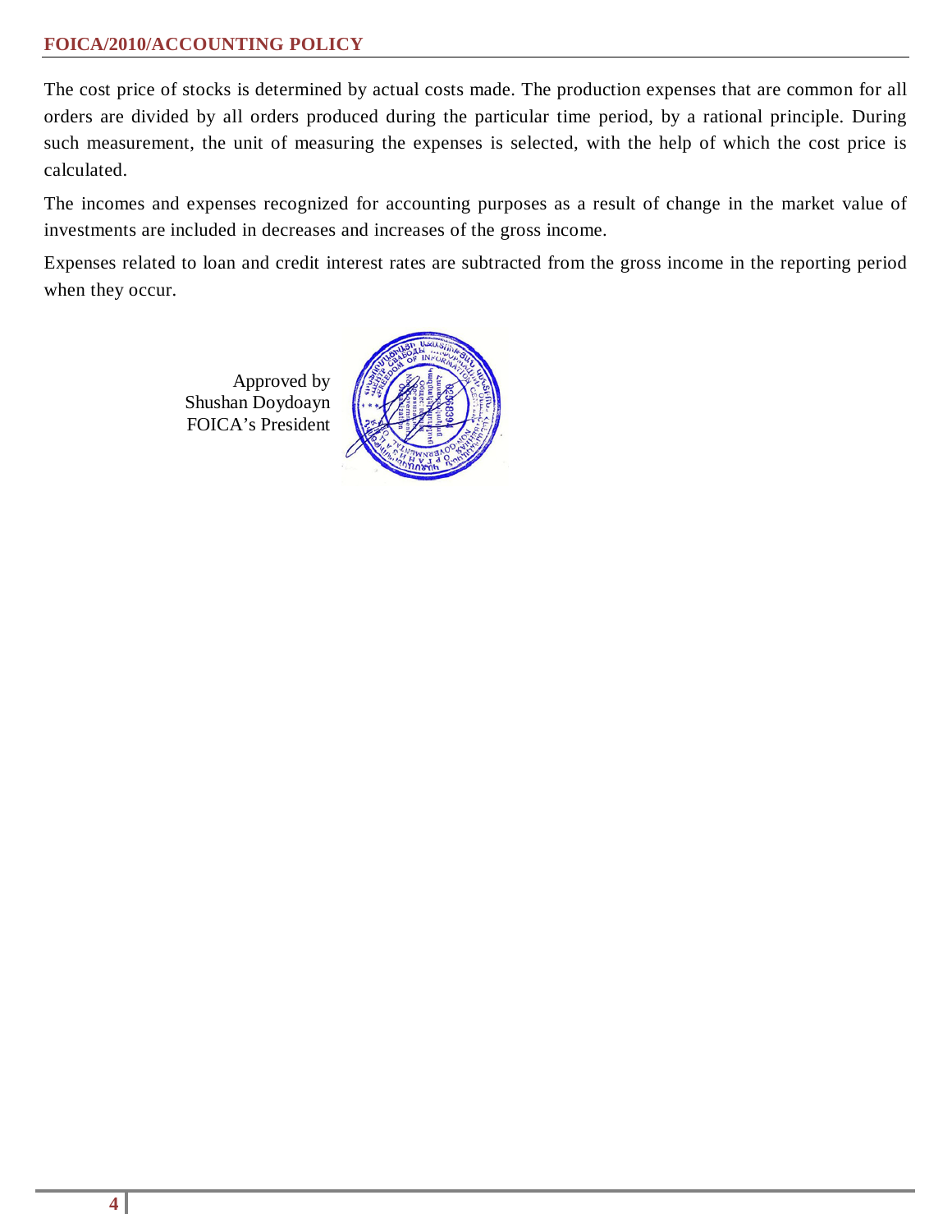The cost price of stocks is determined by actual costs made. The production expenses that are common for all orders are divided by all orders produced during the particular time period, by a rational principle. During such measurement, the unit of measuring the expenses is selected, with the help of which the cost price is calculated.

The incomes and expenses recognized for accounting purposes as a result of change in the market value of investments are included in decreases and increases of the gross income.

Expenses related to loan and credit interest rates are subtracted from the gross income in the reporting period when they occur.

Approved by
Shushan Doydoayn
FOICA's President